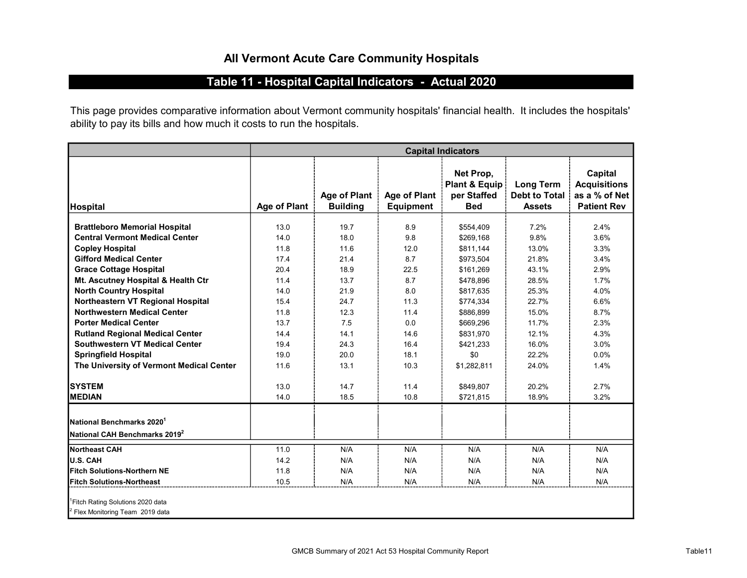# All Vermont Acute Care Community Hospitals

## Table 11 - Hospital Capital Indicators - Actual 2020

This page provides comparative information about Vermont community hospitals' financial health. It includes the hospitals' ability to pay its bills and how much it costs to run the hospitals.

| | Capital Indicators | | | | | |
|---|---|---|---|---|---|---|
| **Hospital** | **Age of Plant** | **Age of Plant Building** | **Age of Plant Equipment** | **Net Prop, Plant & Equip per Staffed Bed** | **Long Term Debt to Total Assets** | **Capital Acquisitions as a % of Net Patient Rev** |
| **Brattleboro Memorial Hospital** | 13.0 | 19.7 | 8.9 | $554,409 | 7.2% | 2.4% |
| **Central Vermont Medical Center** | 14.0 | 18.0 | 9.8 | $269,168 | 9.8% | 3.6% |
| **Copley Hospital** | 11.8 | 11.6 | 12.0 | $811,144 | 13.0% | 3.3% |
| **Gifford Medical Center** | 17.4 | 21.4 | 8.7 | $973,504 | 21.8% | 3.4% |
| **Grace Cottage Hospital** | 20.4 | 18.9 | 22.5 | $161,269 | 43.1% | 2.9% |
| **Mt. Ascutney Hospital & Health Ctr** | 11.4 | 13.7 | 8.7 | $478,896 | 28.5% | 1.7% |
| **North Country Hospital** | 14.0 | 21.9 | 8.0 | $817,635 | 25.3% | 4.0% |
| **Northeastern VT Regional Hospital** | 15.4 | 24.7 | 11.3 | $774,334 | 22.7% | 6.6% |
| **Northwestern Medical Center** | 11.8 | 12.3 | 11.4 | $886,899 | 15.0% | 8.7% |
| **Porter Medical Center** | 13.7 | 7.5 | 0.0 | $669,296 | 11.7% | 2.3% |
| **Rutland Regional Medical Center** | 14.4 | 14.1 | 14.6 | $831,970 | 12.1% | 4.3% |
| **Southwestern VT Medical Center** | 19.4 | 24.3 | 16.4 | $421,233 | 16.0% | 3.0% |
| **Springfield Hospital** | 19.0 | 20.0 | 18.1 | $0 | 22.2% | 0.0% |
| **The University of Vermont Medical Center** | 11.6 | 13.1 | 10.3 | $1,282,811 | 24.0% | 1.4% |
| **SYSTEM** | 13.0 | 14.7 | 11.4 | $849,807 | 20.2% | 2.7% |
| **MEDIAN** | 14.0 | 18.5 | 10.8 | $721,815 | 18.9% | 3.2% |
| **National Benchmarks 2020**[1] | | | | | | |
| **National CAH Benchmarks 2019**[2] | | | | | | |
| **Northeast CAH** | 11.0 | N/A | N/A | N/A | N/A | N/A |
| **U.S. CAH** | 14.2 | N/A | N/A | N/A | N/A | N/A |
| **Fitch Solutions-Northern NE** | 11.8 | N/A | N/A | N/A | N/A | N/A |
| **Fitch Solutions-Northeast** | 10.5 | N/A | N/A | N/A | N/A | N/A |

[1] Fitch Rating Solutions 2020 data

[2] Flex Monitoring Team 2019 data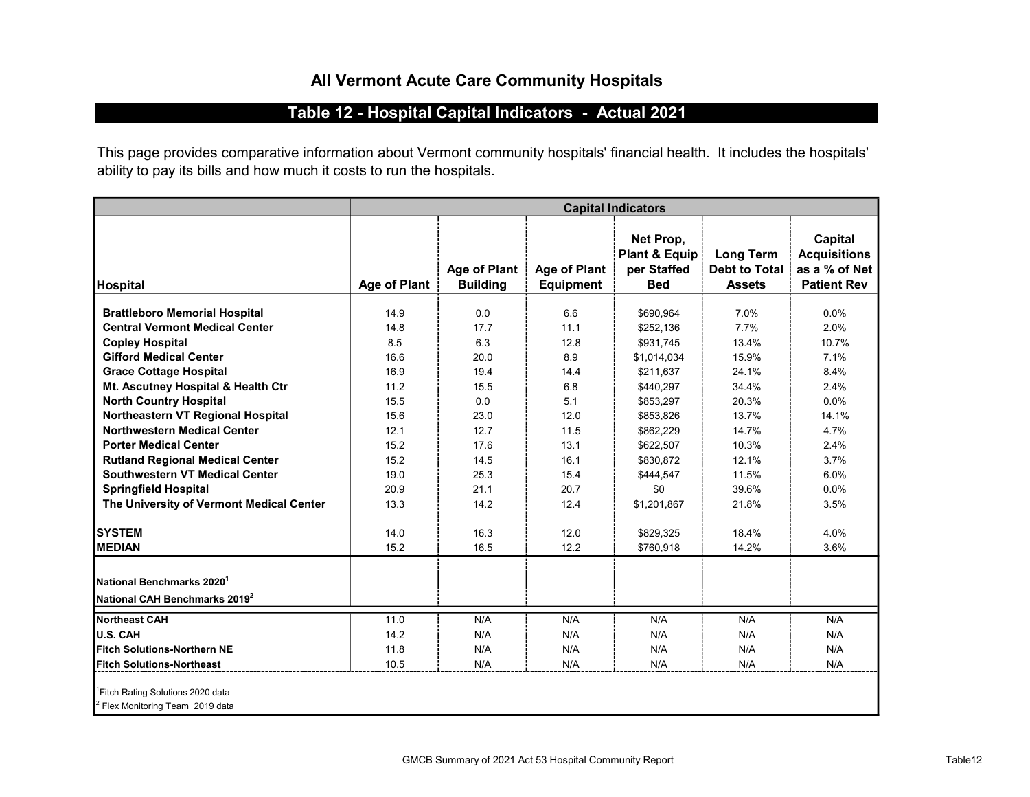## All Vermont Acute Care Community Hospitals

## Table 12 - Hospital Capital Indicators - Actual 2021

This page provides comparative information about Vermont community hospitals' financial health. It includes the hospitals' ability to pay its bills and how much it costs to run the hospitals.

| | Capital Indicators | | | | | |
|---|---|---|---|---|---|---|
| **Hospital** | **Age of Plant** | **Age of Plant Building** | **Age of Plant Equipment** | **Net Prop, Plant & Equip per Staffed Bed** | **Long Term Debt to Total Assets** | **Capital Acquisitions as a % of Net Patient Rev** |
| **Brattleboro Memorial Hospital** | 14.9 | 0.0 | 6.6 | $690,964 | 7.0% | 0.0% |
| **Central Vermont Medical Center** | 14.8 | 17.7 | 11.1 | $252,136 | 7.7% | 2.0% |
| **Copley Hospital** | 8.5 | 6.3 | 12.8 | $931,745 | 13.4% | 10.7% |
| **Gifford Medical Center** | 16.6 | 20.0 | 8.9 | $1,014,034 | 15.9% | 7.1% |
| **Grace Cottage Hospital** | 16.9 | 19.4 | 14.4 | $211,637 | 24.1% | 8.4% |
| **Mt. Ascutney Hospital & Health Ctr** | 11.2 | 15.5 | 6.8 | $440,297 | 34.4% | 2.4% |
| **North Country Hospital** | 15.5 | 0.0 | 5.1 | $853,297 | 20.3% | 0.0% |
| **Northeastern VT Regional Hospital** | 15.6 | 23.0 | 12.0 | $853,826 | 13.7% | 14.1% |
| **Northwestern Medical Center** | 12.1 | 12.7 | 11.5 | $862,229 | 14.7% | 4.7% |
| **Porter Medical Center** | 15.2 | 17.6 | 13.1 | $622,507 | 10.3% | 2.4% |
| **Rutland Regional Medical Center** | 15.2 | 14.5 | 16.1 | $830,872 | 12.1% | 3.7% |
| **Southwestern VT Medical Center** | 19.0 | 25.3 | 15.4 | $444,547 | 11.5% | 6.0% |
| **Springfield Hospital** | 20.9 | 21.1 | 20.7 | $0 | 39.6% | 0.0% |
| **The University of Vermont Medical Center** | 13.3 | 14.2 | 12.4 | $1,201,867 | 21.8% | 3.5% |
| **SYSTEM** | 14.0 | 16.3 | 12.0 | $829,325 | 18.4% | 4.0% |
| **MEDIAN** | 15.2 | 16.5 | 12.2 | $760,918 | 14.2% | 3.6% |
| **National Benchmarks 2020[1]** | | | | | | |
| **National CAH Benchmarks 2019[2]** | | | | | | |
| **Northeast CAH** | 11.0 | N/A | N/A | N/A | N/A | N/A |
| **U.S. CAH** | 14.2 | N/A | N/A | N/A | N/A | N/A |
| **Fitch Solutions-Northern NE** | 11.8 | N/A | N/A | N/A | N/A | N/A |
| **Fitch Solutions-Northeast** | 10.5 | N/A | N/A | N/A | N/A | N/A |

[1] Fitch Rating Solutions 2020 data

[2] Flex Monitoring Team 2019 data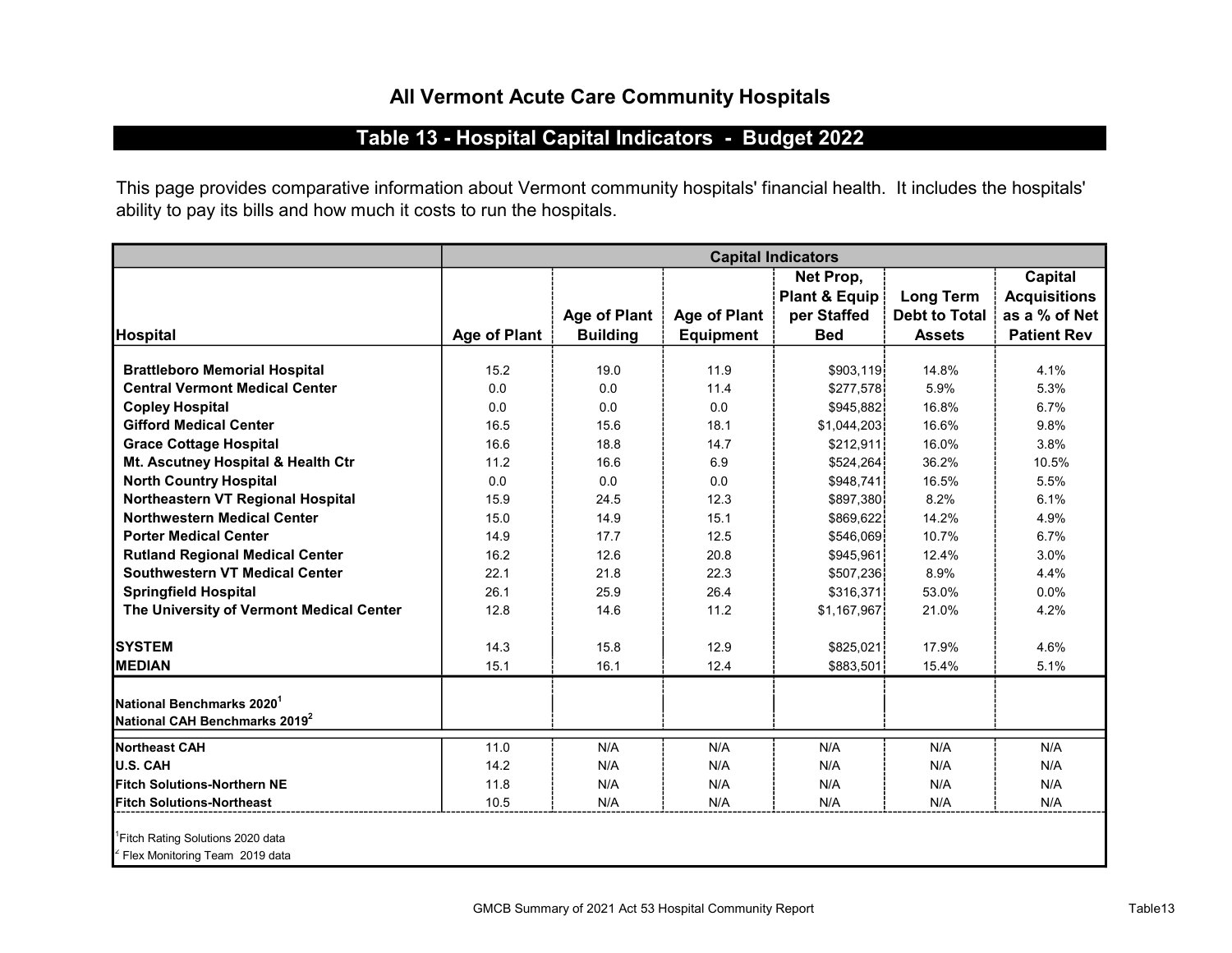# All Vermont Acute Care Community Hospitals

## Table 13 - Hospital Capital Indicators - Budget 2022

This page provides comparative information about Vermont community hospitals' financial health. It includes the hospitals' ability to pay its bills and how much it costs to run the hospitals.

| | Capital Indicators | | | | | |
|---|---|---|---|---|---|---|
| **Hospital** | **Age of Plant** | **Age of Plant Building** | **Age of Plant Equipment** | **Net Prop, Plant & Equip per Staffed Bed** | **Long Term Debt to Total Assets** | **Capital Acquisitions as a % of Net Patient Rev** |
| **Brattleboro Memorial Hospital** | 15.2 | 19.0 | 11.9 | $903,119 | 14.8% | 4.1% |
| **Central Vermont Medical Center** | 0.0 | 0.0 | 11.4 | $277,578 | 5.9% | 5.3% |
| **Copley Hospital** | 0.0 | 0.0 | 0.0 | $945,882 | 16.8% | 6.7% |
| **Gifford Medical Center** | 16.5 | 15.6 | 18.1 | $1,044,203 | 16.6% | 9.8% |
| **Grace Cottage Hospital** | 16.6 | 18.8 | 14.7 | $212,911 | 16.0% | 3.8% |
| **Mt. Ascutney Hospital & Health Ctr** | 11.2 | 16.6 | 6.9 | $524,264 | 36.2% | 10.5% |
| **North Country Hospital** | 0.0 | 0.0 | 0.0 | $948,741 | 16.5% | 5.5% |
| **Northeastern VT Regional Hospital** | 15.9 | 24.5 | 12.3 | $897,380 | 8.2% | 6.1% |
| **Northwestern Medical Center** | 15.0 | 14.9 | 15.1 | $869,622 | 14.2% | 4.9% |
| **Porter Medical Center** | 14.9 | 17.7 | 12.5 | $546,069 | 10.7% | 6.7% |
| **Rutland Regional Medical Center** | 16.2 | 12.6 | 20.8 | $945,961 | 12.4% | 3.0% |
| **Southwestern VT Medical Center** | 22.1 | 21.8 | 22.3 | $507,236 | 8.9% | 4.4% |
| **Springfield Hospital** | 26.1 | 25.9 | 26.4 | $316,371 | 53.0% | 0.0% |
| **The University of Vermont Medical Center** | 12.8 | 14.6 | 11.2 | $1,167,967 | 21.0% | 4.2% |
| **SYSTEM** | 14.3 | 15.8 | 12.9 | $825,021 | 17.9% | 4.6% |
| **MEDIAN** | 15.1 | 16.1 | 12.4 | $883,501 | 15.4% | 5.1% |
| **National Benchmarks 2020[1]** | | | | | | |
| **National CAH Benchmarks 2019[2]** | | | | | | |
| **Northeast CAH** | 11.0 | N/A | N/A | N/A | N/A | N/A |
| **U.S. CAH** | 14.2 | N/A | N/A | N/A | N/A | N/A |
| **Fitch Solutions-Northern NE** | 11.8 | N/A | N/A | N/A | N/A | N/A |
| **Fitch Solutions-Northeast** | 10.5 | N/A | N/A | N/A | N/A | N/A |

[1]Fitch Rating Solutions 2020 data

[2] Flex Monitoring Team 2019 data